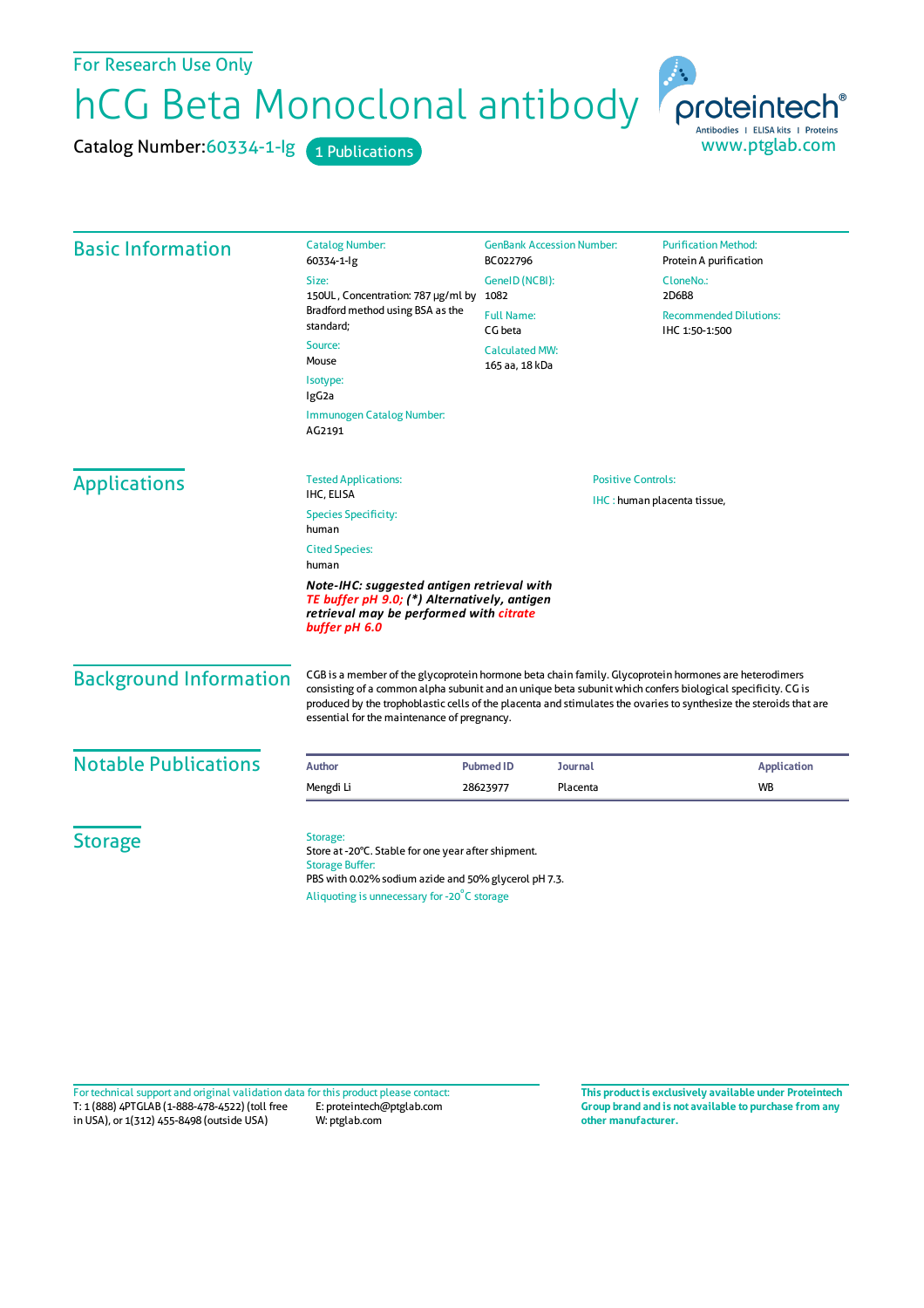For Research Use Only

# hCG Beta Monoclonal antibody

Catalog Number: 60334-1-Ig    1 Publications

proteintech® Antibodies | ELISA kits | Proteins
www.ptglab.com

## Basic Information

Catalog Number:
60334-1-Ig

Size:
150UL , Concentration: 787 μg/ml by Bradford method using BSA as the standard;

Source:
Mouse

Isotype:
IgG2a

Immunogen Catalog Number:
AG2191

GenBank Accession Number:
BC022796

GeneID (NCBI):
1082

Full Name:
CG beta

Calculated MW:
165 aa, 18 kDa

Purification Method:
Protein A purification

CloneNo.:
2D6B8

Recommended Dilutions:
IHC 1:50-1:500

## Applications

Tested Applications:
IHC, ELISA

Species Specificity:
human

Cited Species:
human

***Note-IHC: suggested antigen retrieval with TE buffer pH 9.0; (*) Alternatively, antigen retrieval may be performed with citrate buffer pH 6.0***

Positive Controls:

IHC : human placenta tissue,

## Background Information

CGB is a member of the glycoprotein hormone beta chain family. Glycoprotein hormones are heterodimers consisting of a common alpha subunit and an unique beta subunit which confers biological specificity. CG is produced by the trophoblastic cells of the placenta and stimulates the ovaries to synthesize the steroids that are essential for the maintenance of pregnancy.

## Notable Publications

| Author | Pubmed ID | Journal | Application |
|---|---|---|---|
| Mengdi Li | 28623977 | Placenta | WB |

## Storage

Storage:
Store at -20°C. Stable for one year after shipment.
Storage Buffer:
PBS with 0.02% sodium azide and 50% glycerol pH 7.3.
Aliquoting is unnecessary for -20°C storage

For technical support and original validation data for this product please contact:
T: 1 (888) 4PTGLAB (1-888-478-4522) (toll free in USA), or 1(312) 455-8498 (outside USA)
E: proteintech@ptglab.com
W: ptglab.com

**This product is exclusively available under Proteintech Group brand and is not available to purchase from any other manufacturer.**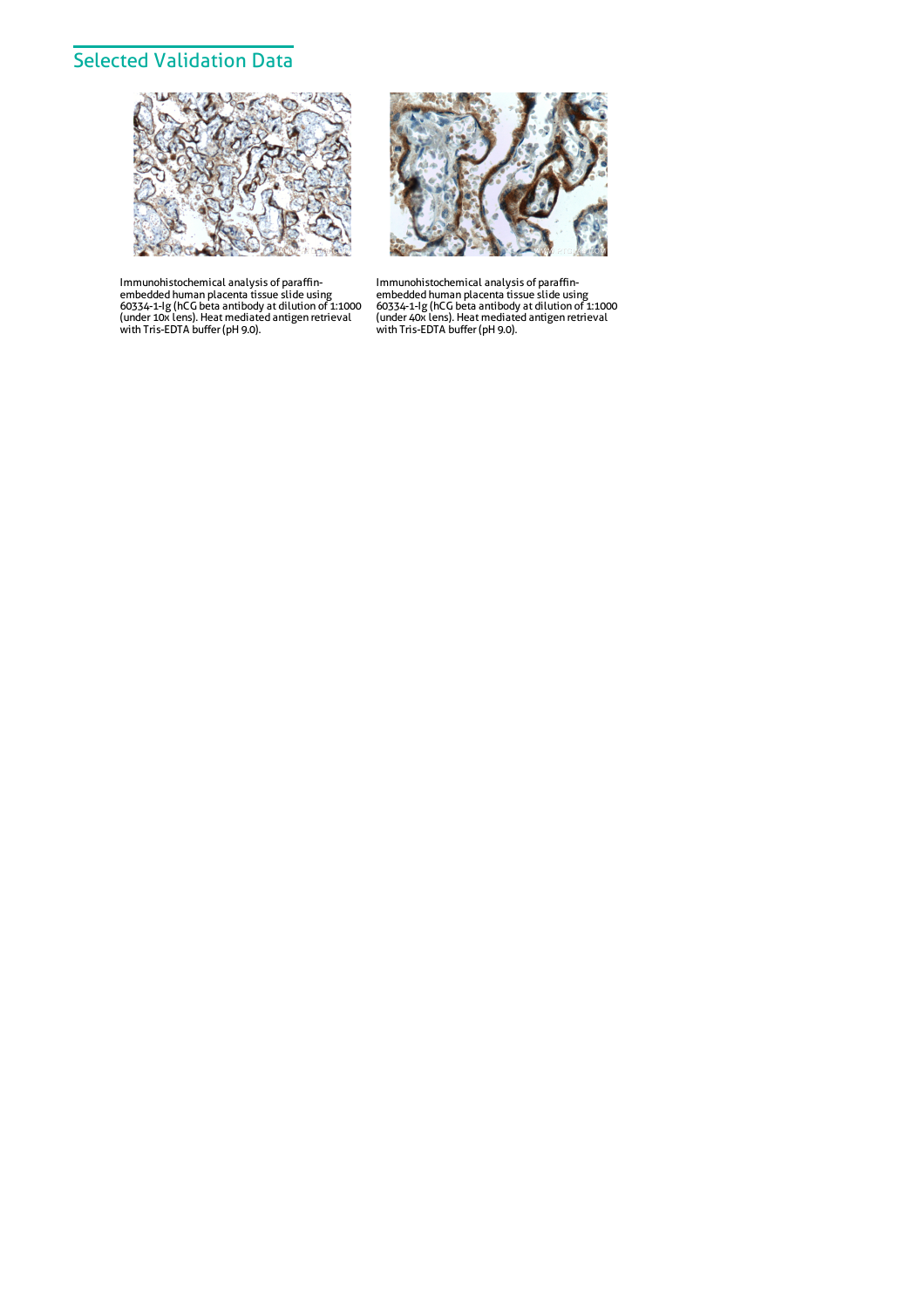## Selected Validation Data

Immunohistochemical analysis of paraffin-embedded human placenta tissue slide using 60334-1-Ig (hCG beta antibody at dilution of 1:1000 (under 10x lens). Heat mediated antigen retrieval with Tris-EDTA buffer (pH 9.0).

Immunohistochemical analysis of paraffin-embedded human placenta tissue slide using 60334-1-Ig (hCG beta antibody at dilution of 1:1000 (under 40x lens). Heat mediated antigen retrieval with Tris-EDTA buffer (pH 9.0).